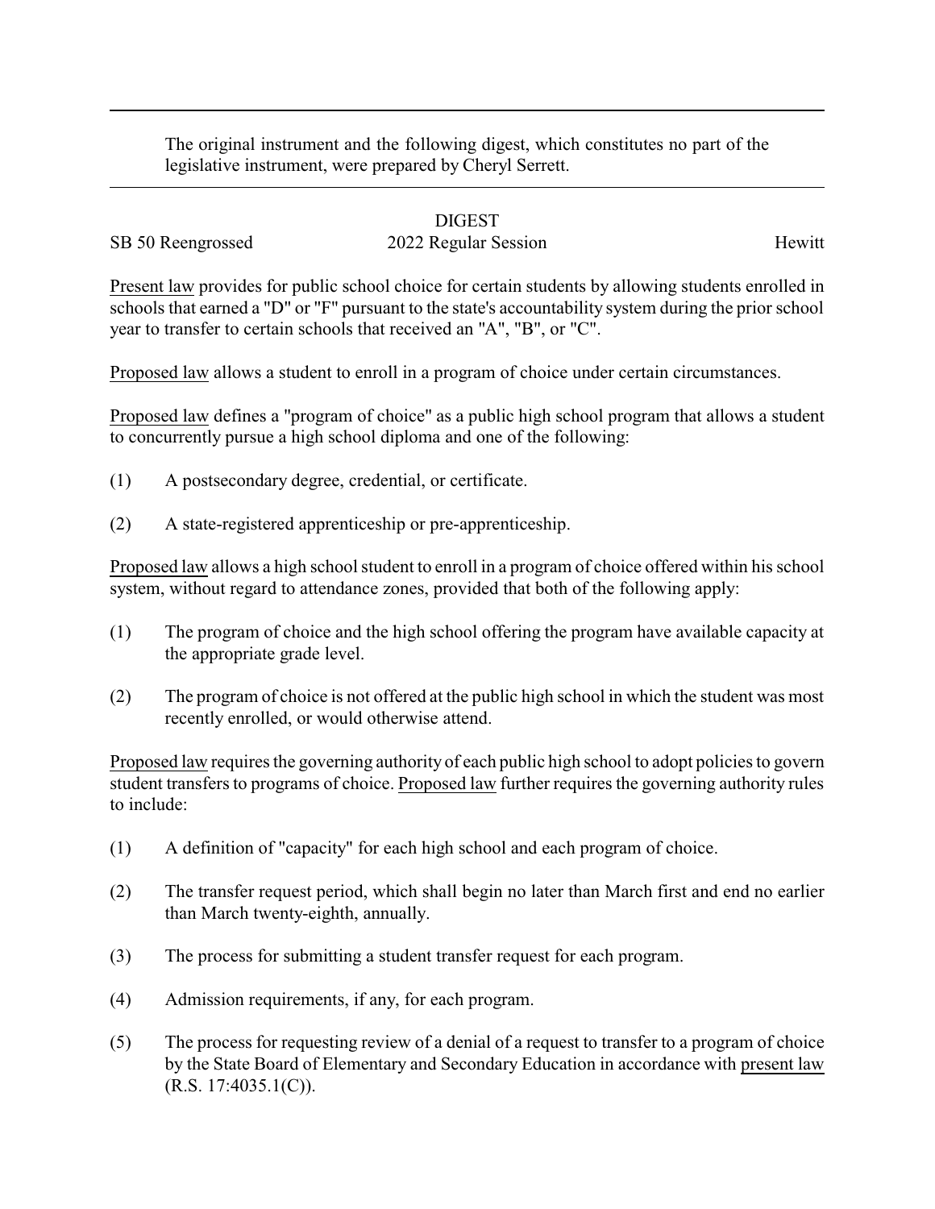The original instrument and the following digest, which constitutes no part of the legislative instrument, were prepared by Cheryl Serrett.

# DIGEST

SB 50 Reengrossed 2022 Regular Session Hewitt

Present law provides for public school choice for certain students by allowing students enrolled in schools that earned a "D" or "F" pursuant to the state's accountability system during the prior school year to transfer to certain schools that received an "A", "B", or "C".

Proposed law allows a student to enroll in a program of choice under certain circumstances.

Proposed law defines a "program of choice" as a public high school program that allows a student to concurrently pursue a high school diploma and one of the following:

(1) A postsecondary degree, credential, or certificate.

(2) A state-registered apprenticeship or pre-apprenticeship.

Proposed law allows a high school student to enroll in a program of choice offered within his school system, without regard to attendance zones, provided that both of the following apply:

(1) The program of choice and the high school offering the program have available capacity at the appropriate grade level.

(2) The program of choice is not offered at the public high school in which the student was most recently enrolled, or would otherwise attend.

Proposed law requires the governing authority of each public high school to adopt policies to govern student transfers to programs of choice. Proposed law further requires the governing authority rules to include:

(1) A definition of "capacity" for each high school and each program of choice.

(2) The transfer request period, which shall begin no later than March first and end no earlier than March twenty-eighth, annually.

(3) The process for submitting a student transfer request for each program.

(4) Admission requirements, if any, for each program.

(5) The process for requesting review of a denial of a request to transfer to a program of choice by the State Board of Elementary and Secondary Education in accordance with present law (R.S. 17:4035.1(C)).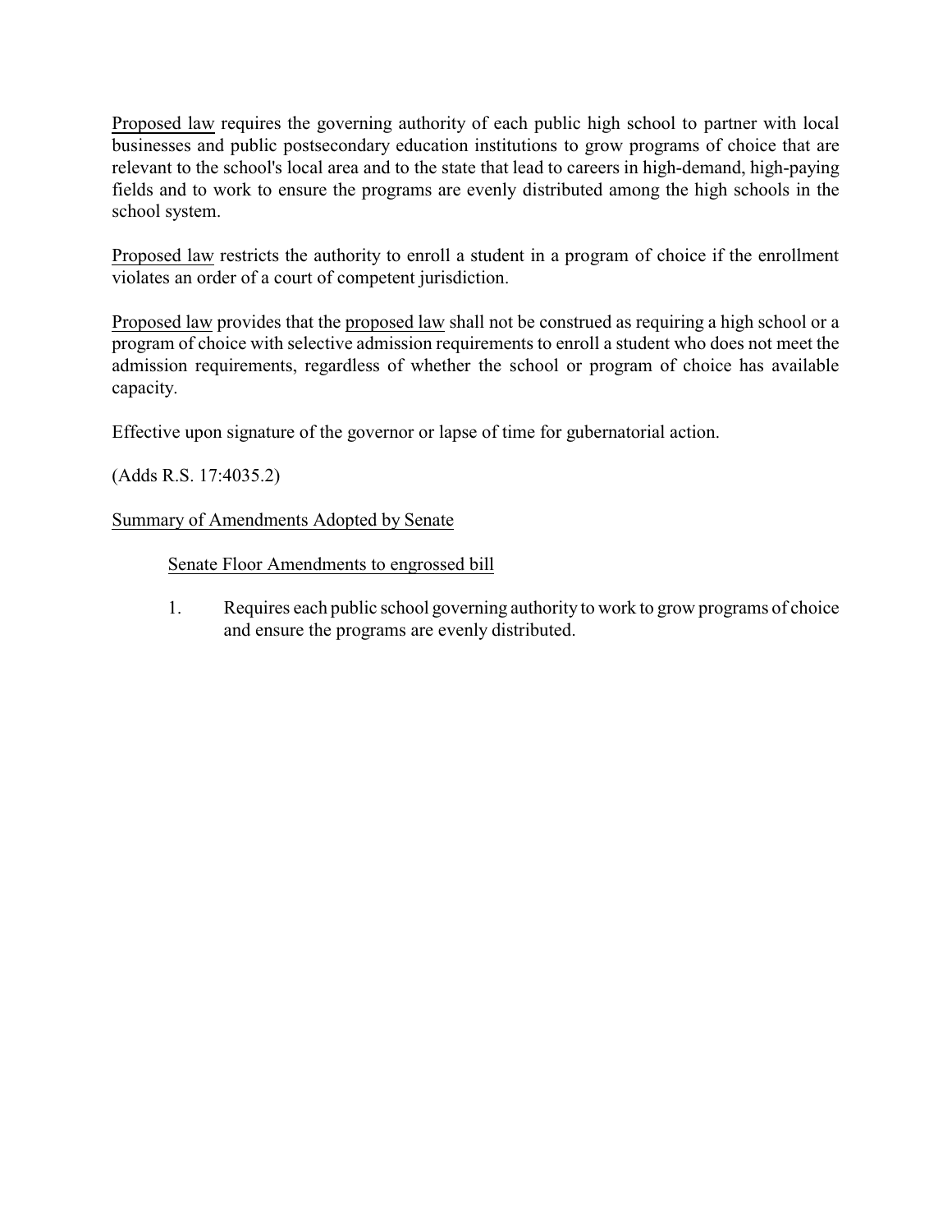Proposed law requires the governing authority of each public high school to partner with local businesses and public postsecondary education institutions to grow programs of choice that are relevant to the school's local area and to the state that lead to careers in high-demand, high-paying fields and to work to ensure the programs are evenly distributed among the high schools in the school system.

Proposed law restricts the authority to enroll a student in a program of choice if the enrollment violates an order of a court of competent jurisdiction.

Proposed law provides that the proposed law shall not be construed as requiring a high school or a program of choice with selective admission requirements to enroll a student who does not meet the admission requirements, regardless of whether the school or program of choice has available capacity.

Effective upon signature of the governor or lapse of time for gubernatorial action.

(Adds R.S. 17:4035.2)

Summary of Amendments Adopted by Senate

Senate Floor Amendments to engrossed bill

1. Requires each public school governing authority to work to grow programs of choice and ensure the programs are evenly distributed.